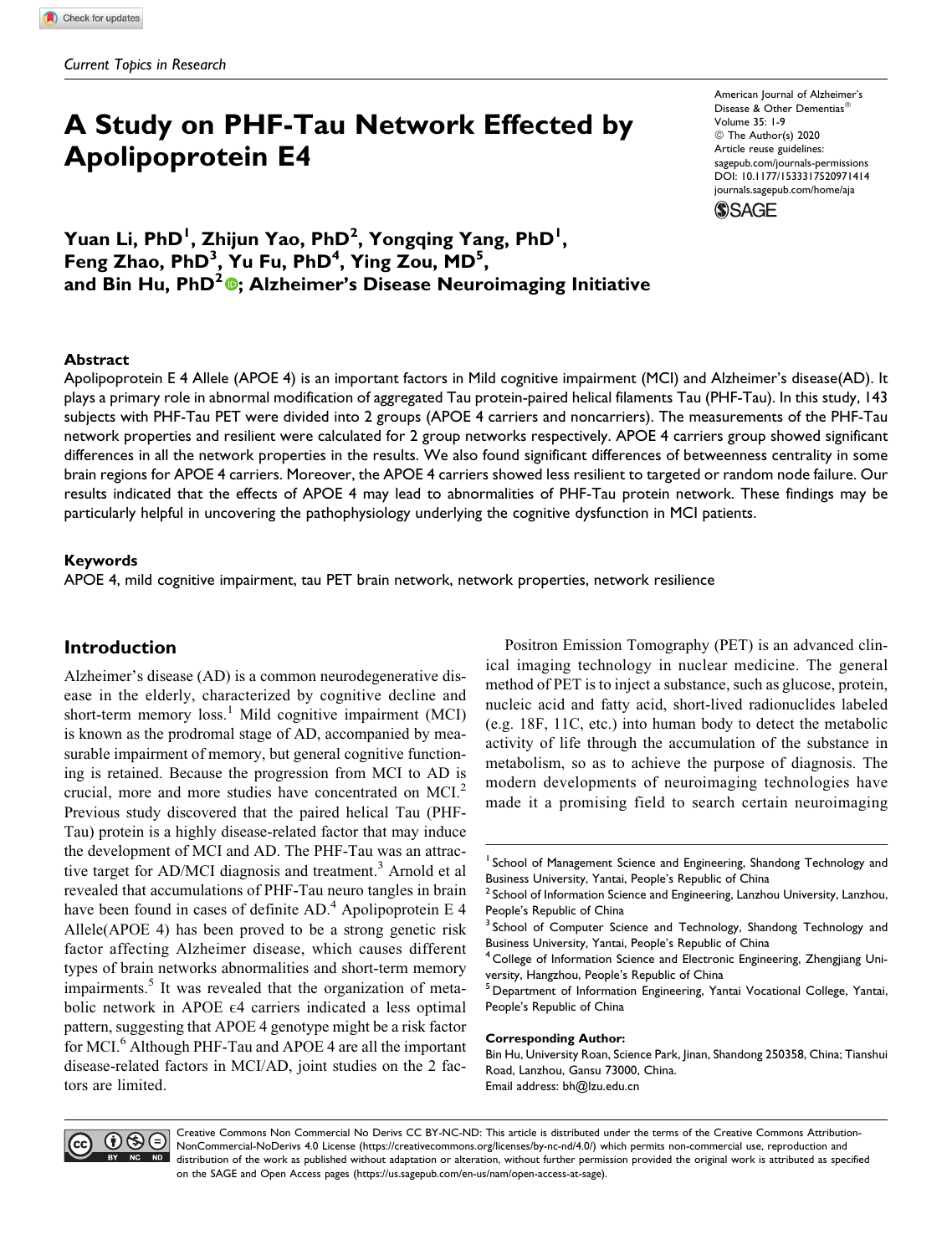*Current Topics in Research*

American Journal of Alzheimer's Disease & Other Dementias®
Volume 35: 1-9
© The Author(s) 2020
Article reuse guidelines:
sagepub.com/journals-permissions
DOI: 10.1177/1533317520971414
journals.sagepub.com/home/aja

# A Study on PHF-Tau Network Effected by Apolipoprotein E4

**Yuan Li, PhD[1], Zhijun Yao, PhD[2], Yongqing Yang, PhD[1], Feng Zhao, PhD[3], Yu Fu, PhD[4], Ying Zou, MD[5], and Bin Hu, PhD[2]; Alzheimer's Disease Neuroimaging Initiative**

## Abstract

Apolipoprotein E 4 Allele (APOE 4) is an important factors in Mild cognitive impairment (MCI) and Alzheimer's disease(AD). It plays a primary role in abnormal modification of aggregated Tau protein-paired helical filaments Tau (PHF-Tau). In this study, 143 subjects with PHF-Tau PET were divided into 2 groups (APOE 4 carriers and noncarriers). The measurements of the PHF-Tau network properties and resilient were calculated for 2 group networks respectively. APOE 4 carriers group showed significant differences in all the network properties in the results. We also found significant differences of betweenness centrality in some brain regions for APOE 4 carriers. Moreover, the APOE 4 carriers showed less resilient to targeted or random node failure. Our results indicated that the effects of APOE 4 may lead to abnormalities of PHF-Tau protein network. These findings may be particularly helpful in uncovering the pathophysiology underlying the cognitive dysfunction in MCI patients.

### Keywords

APOE 4, mild cognitive impairment, tau PET brain network, network properties, network resilience

## Introduction

Alzheimer's disease (AD) is a common neurodegenerative disease in the elderly, characterized by cognitive decline and short-term memory loss.[1] Mild cognitive impairment (MCI) is known as the prodromal stage of AD, accompanied by measurable impairment of memory, but general cognitive functioning is retained. Because the progression from MCI to AD is crucial, more and more studies have concentrated on MCI.[2] Previous study discovered that the paired helical Tau (PHF-Tau) protein is a highly disease-related factor that may induce the development of MCI and AD. The PHF-Tau was an attractive target for AD/MCI diagnosis and treatment.[3] Arnold et al revealed that accumulations of PHF-Tau neuro tangles in brain have been found in cases of definite AD.[4] Apolipoprotein E 4 Allele(APOE 4) has been proved to be a strong genetic risk factor affecting Alzheimer disease, which causes different types of brain networks abnormalities and short-term memory impairments.[5] It was revealed that the organization of metabolic network in APOE ϵ4 carriers indicated a less optimal pattern, suggesting that APOE 4 genotype might be a risk factor for MCI.[6] Although PHF-Tau and APOE 4 are all the important disease-related factors in MCI/AD, joint studies on the 2 factors are limited.

Positron Emission Tomography (PET) is an advanced clinical imaging technology in nuclear medicine. The general method of PET is to inject a substance, such as glucose, protein, nucleic acid and fatty acid, short-lived radionuclides labeled (e.g. 18F, 11C, etc.) into human body to detect the metabolic activity of life through the accumulation of the substance in metabolism, so as to achieve the purpose of diagnosis. The modern developments of neuroimaging technologies have made it a promising field to search certain neuroimaging

[1] School of Management Science and Engineering, Shandong Technology and Business University, Yantai, People's Republic of China
[2] School of Information Science and Engineering, Lanzhou University, Lanzhou, People's Republic of China
[3] School of Computer Science and Technology, Shandong Technology and Business University, Yantai, People's Republic of China
[4] College of Information Science and Electronic Engineering, Zhengjiang University, Hangzhou, People's Republic of China
[5] Department of Information Engineering, Yantai Vocational College, Yantai, People's Republic of China

**Corresponding Author:**
Bin Hu, University Roan, Science Park, Jinan, Shandong 250358, China; Tianshui Road, Lanzhou, Gansu 73000, China.
Email address: bh@lzu.edu.cn

Creative Commons Non Commercial No Derivs CC BY-NC-ND: This article is distributed under the terms of the Creative Commons Attribution-NonCommercial-NoDerivs 4.0 License (https://creativecommons.org/licenses/by-nc-nd/4.0/) which permits non-commercial use, reproduction and distribution of the work as published without adaptation or alteration, without further permission provided the original work is attributed as specified on the SAGE and Open Access pages (https://us.sagepub.com/en-us/nam/open-access-at-sage).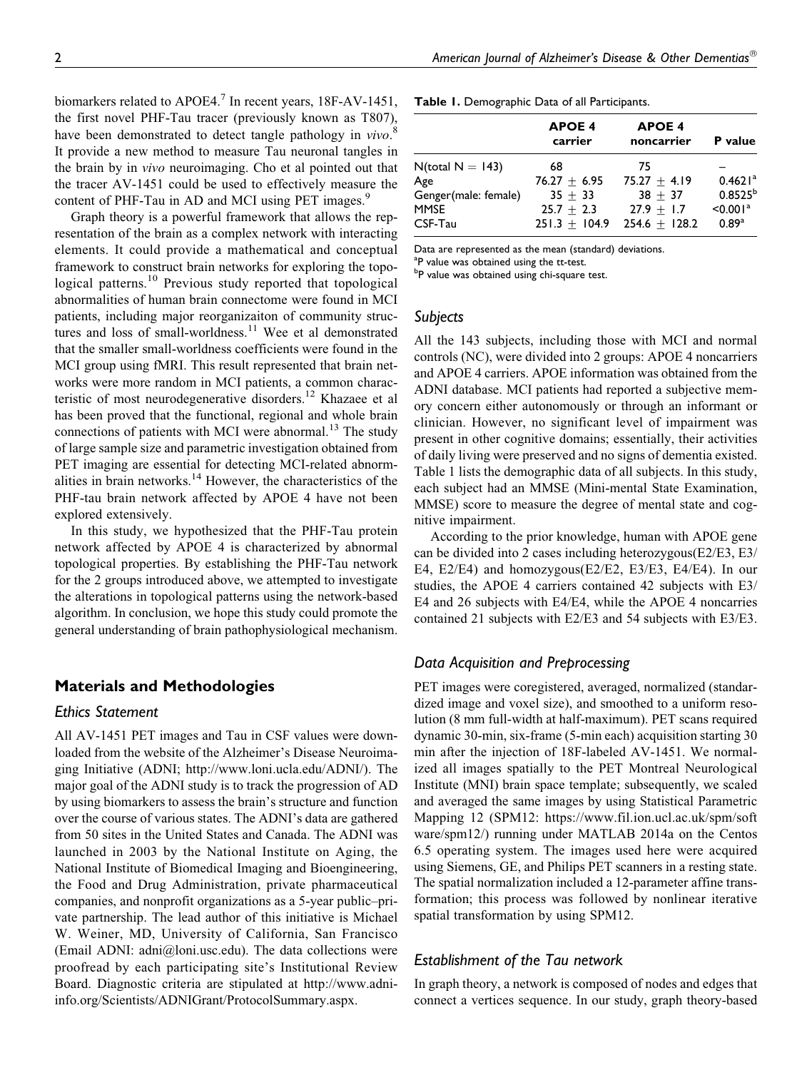biomarkers related to APOE4.[7] In recent years, 18F-AV-1451, the first novel PHF-Tau tracer (previously known as T807), have been demonstrated to detect tangle pathology in *vivo*.[8] It provide a new method to measure Tau neuronal tangles in the brain by in *vivo* neuroimaging. Cho et al pointed out that the tracer AV-1451 could be used to effectively measure the content of PHF-Tau in AD and MCI using PET images.[9]

Graph theory is a powerful framework that allows the representation of the brain as a complex network with interacting elements. It could provide a mathematical and conceptual framework to construct brain networks for exploring the topological patterns.[10] Previous study reported that topological abnormalities of human brain connectome were found in MCI patients, including major reorganizaiton of community structures and loss of small-worldness.[11] Wee et al demonstrated that the smaller small-worldness coefficients were found in the MCI group using fMRI. This result represented that brain networks were more random in MCI patients, a common characteristic of most neurodegenerative disorders.[12] Khazaee et al has been proved that the functional, regional and whole brain connections of patients with MCI were abnormal.[13] The study of large sample size and parametric investigation obtained from PET imaging are essential for detecting MCI-related abnormalities in brain networks.[14] However, the characteristics of the PHF-tau brain network affected by APOE 4 have not been explored extensively.

In this study, we hypothesized that the PHF-Tau protein network affected by APOE 4 is characterized by abnormal topological properties. By establishing the PHF-Tau network for the 2 groups introduced above, we attempted to investigate the alterations in topological patterns using the network-based algorithm. In conclusion, we hope this study could promote the general understanding of brain pathophysiological mechanism.

## Materials and Methodologies

### Ethics Statement

All AV-1451 PET images and Tau in CSF values were downloaded from the website of the Alzheimer's Disease Neuroimaging Initiative (ADNI; http://www.loni.ucla.edu/ADNI/). The major goal of the ADNI study is to track the progression of AD by using biomarkers to assess the brain's structure and function over the course of various states. The ADNI's data are gathered from 50 sites in the United States and Canada. The ADNI was launched in 2003 by the National Institute on Aging, the National Institute of Biomedical Imaging and Bioengineering, the Food and Drug Administration, private pharmaceutical companies, and nonprofit organizations as a 5-year public–private partnership. The lead author of this initiative is Michael W. Weiner, MD, University of California, San Francisco (Email ADNI: adni@loni.usc.edu). The data collections were proofread by each participating site's Institutional Review Board. Diagnostic criteria are stipulated at http://www.adni-info.org/Scientists/ADNIGrant/ProtocolSummary.aspx.

**Table 1.** Demographic Data of all Participants.

| | APOE 4 carrier | APOE 4 noncarrier | P value |
|---|---|---|---|
| N(total N = 143) | 68 | 75 | – |
| Age | 76.27 ± 6.95 | 75.27 ± 4.19 | 0.4621[a] |
| Genger(male: female) | 35 ± 33 | 38 ± 37 | 0.8525[b] |
| MMSE | 25.7 ± 2.3 | 27.9 ± 1.7 | <0.001[a] |
| CSF-Tau | 251.3 ± 104.9 | 254.6 ± 128.2 | 0.89[a] |

Data are represented as the mean (standard) deviations.
[a]P value was obtained using the tt-test.
[b]P value was obtained using chi-square test.

### Subjects

All the 143 subjects, including those with MCI and normal controls (NC), were divided into 2 groups: APOE 4 noncarriers and APOE 4 carriers. APOE information was obtained from the ADNI database. MCI patients had reported a subjective memory concern either autonomously or through an informant or clinician. However, no significant level of impairment was present in other cognitive domains; essentially, their activities of daily living were preserved and no signs of dementia existed. Table 1 lists the demographic data of all subjects. In this study, each subject had an MMSE (Mini-mental State Examination, MMSE) score to measure the degree of mental state and cognitive impairment.

According to the prior knowledge, human with APOE gene can be divided into 2 cases including heterozygous(E2/E3, E3/E4, E2/E4) and homozygous(E2/E2, E3/E3, E4/E4). In our studies, the APOE 4 carriers contained 42 subjects with E3/E4 and 26 subjects with E4/E4, while the APOE 4 noncarriers contained 21 subjects with E2/E3 and 54 subjects with E3/E3.

### Data Acquisition and Preprocessing

PET images were coregistered, averaged, normalized (standardized image and voxel size), and smoothed to a uniform resolution (8 mm full-width at half-maximum). PET scans required dynamic 30-min, six-frame (5-min each) acquisition starting 30 min after the injection of 18F-labeled AV-1451. We normalized all images spatially to the PET Montreal Neurological Institute (MNI) brain space template; subsequently, we scaled and averaged the same images by using Statistical Parametric Mapping 12 (SPM12: https://www.fil.ion.ucl.ac.uk/spm/software/spm12/) running under MATLAB 2014a on the Centos 6.5 operating system. The images used here were acquired using Siemens, GE, and Philips PET scanners in a resting state. The spatial normalization included a 12-parameter affine transformation; this process was followed by nonlinear iterative spatial transformation by using SPM12.

### Establishment of the Tau network

In graph theory, a network is composed of nodes and edges that connect a vertices sequence. In our study, graph theory-based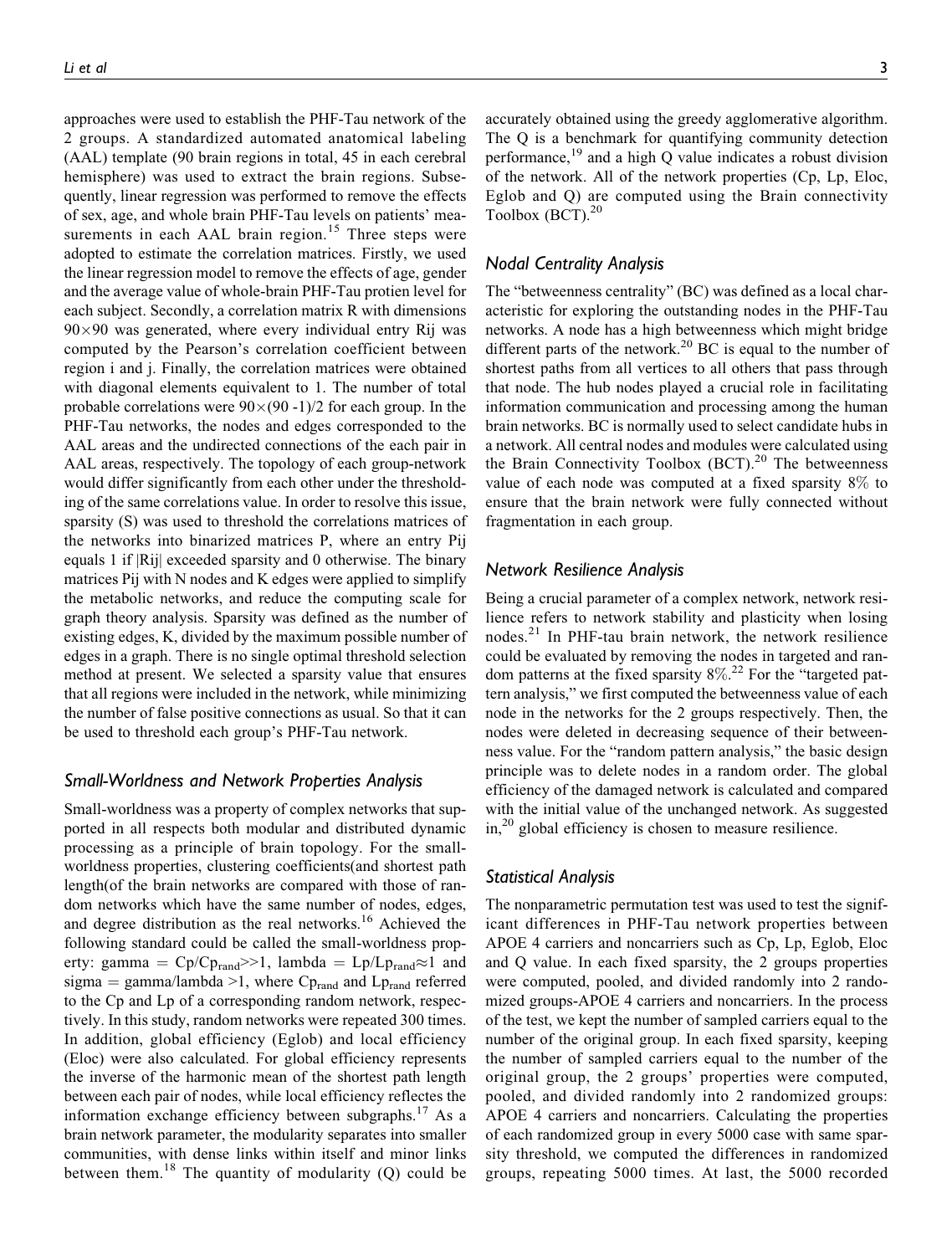approaches were used to establish the PHF-Tau network of the 2 groups. A standardized automated anatomical labeling (AAL) template (90 brain regions in total, 45 in each cerebral hemisphere) was used to extract the brain regions. Subsequently, linear regression was performed to remove the effects of sex, age, and whole brain PHF-Tau levels on patients' measurements in each AAL brain region.[15] Three steps were adopted to estimate the correlation matrices. Firstly, we used the linear regression model to remove the effects of age, gender and the average value of whole-brain PHF-Tau protien level for each subject. Secondly, a correlation matrix R with dimensions $90 \times 90$ was generated, where every individual entry Rij was computed by the Pearson's correlation coefficient between region i and j. Finally, the correlation matrices were obtained with diagonal elements equivalent to 1. The number of total probable correlations were $90 \times (90 - 1)/2$ for each group. In the PHF-Tau networks, the nodes and edges corresponded to the AAL areas and the undirected connections of the each pair in AAL areas, respectively. The topology of each group-network would differ significantly from each other under the thresholding of the same correlations value. In order to resolve this issue, sparsity (S) was used to threshold the correlations matrices of the networks into binarized matrices P, where an entry Pij equals 1 if |Rij| exceeded sparsity and 0 otherwise. The binary matrices Pij with N nodes and K edges were applied to simplify the metabolic networks, and reduce the computing scale for graph theory analysis. Sparsity was defined as the number of existing edges, K, divided by the maximum possible number of edges in a graph. There is no single optimal threshold selection method at present. We selected a sparsity value that ensures that all regions were included in the network, while minimizing the number of false positive connections as usual. So that it can be used to threshold each group's PHF-Tau network.

### Small-Worldness and Network Properties Analysis

Small-worldness was a property of complex networks that supported in all respects both modular and distributed dynamic processing as a principle of brain topology. For the small-worldness properties, clustering coefficients(and shortest path length(of the brain networks are compared with those of random networks which have the same number of nodes, edges, and degree distribution as the real networks.[16] Achieved the following standard could be called the small-worldness property: gamma = $Cp/Cp_{rand} >> 1$, lambda = $Lp/Lp_{rand} \approx 1$ and sigma = gamma/lambda >1, where $Cp_{rand}$ and $Lp_{rand}$ referred to the Cp and Lp of a corresponding random network, respectively. In this study, random networks were repeated 300 times. In addition, global efficiency (Eglob) and local efficiency (Eloc) were also calculated. For global efficiency represents the inverse of the harmonic mean of the shortest path length between each pair of nodes, while local efficiency reflectes the information exchange efficiency between subgraphs.[17] As a brain network parameter, the modularity separates into smaller communities, with dense links within itself and minor links between them.[18] The quantity of modularity (Q) could be accurately obtained using the greedy agglomerative algorithm. The Q is a benchmark for quantifying community detection performance,[19] and a high Q value indicates a robust division of the network. All of the network properties (Cp, Lp, Eloc, Eglob and Q) are computed using the Brain connectivity Toolbox (BCT).[20]

### Nodal Centrality Analysis

The "betweenness centrality" (BC) was defined as a local characteristic for exploring the outstanding nodes in the PHF-Tau networks. A node has a high betweenness which might bridge different parts of the network.[20] BC is equal to the number of shortest paths from all vertices to all others that pass through that node. The hub nodes played a crucial role in facilitating information communication and processing among the human brain networks. BC is normally used to select candidate hubs in a network. All central nodes and modules were calculated using the Brain Connectivity Toolbox (BCT).[20] The betweenness value of each node was computed at a fixed sparsity 8% to ensure that the brain network were fully connected without fragmentation in each group.

### Network Resilience Analysis

Being a crucial parameter of a complex network, network resilience refers to network stability and plasticity when losing nodes.[21] In PHF-tau brain network, the network resilience could be evaluated by removing the nodes in targeted and random patterns at the fixed sparsity 8%.[22] For the "targeted pattern analysis," we first computed the betweenness value of each node in the networks for the 2 groups respectively. Then, the nodes were deleted in decreasing sequence of their betweenness value. For the "random pattern analysis," the basic design principle was to delete nodes in a random order. The global efficiency of the damaged network is calculated and compared with the initial value of the unchanged network. As suggested in,[20] global efficiency is chosen to measure resilience.

### Statistical Analysis

The nonparametric permutation test was used to test the significant differences in PHF-Tau network properties between APOE 4 carriers and noncarriers such as Cp, Lp, Eglob, Eloc and Q value. In each fixed sparsity, the 2 groups properties were computed, pooled, and divided randomly into 2 randomized groups-APOE 4 carriers and noncarriers. In the process of the test, we kept the number of sampled carriers equal to the number of the original group. In each fixed sparsity, keeping the number of sampled carriers equal to the number of the original group, the 2 groups' properties were computed, pooled, and divided randomly into 2 randomized groups: APOE 4 carriers and noncarriers. Calculating the properties of each randomized group in every 5000 case with same sparsity threshold, we computed the differences in randomized groups, repeating 5000 times. At last, the 5000 recorded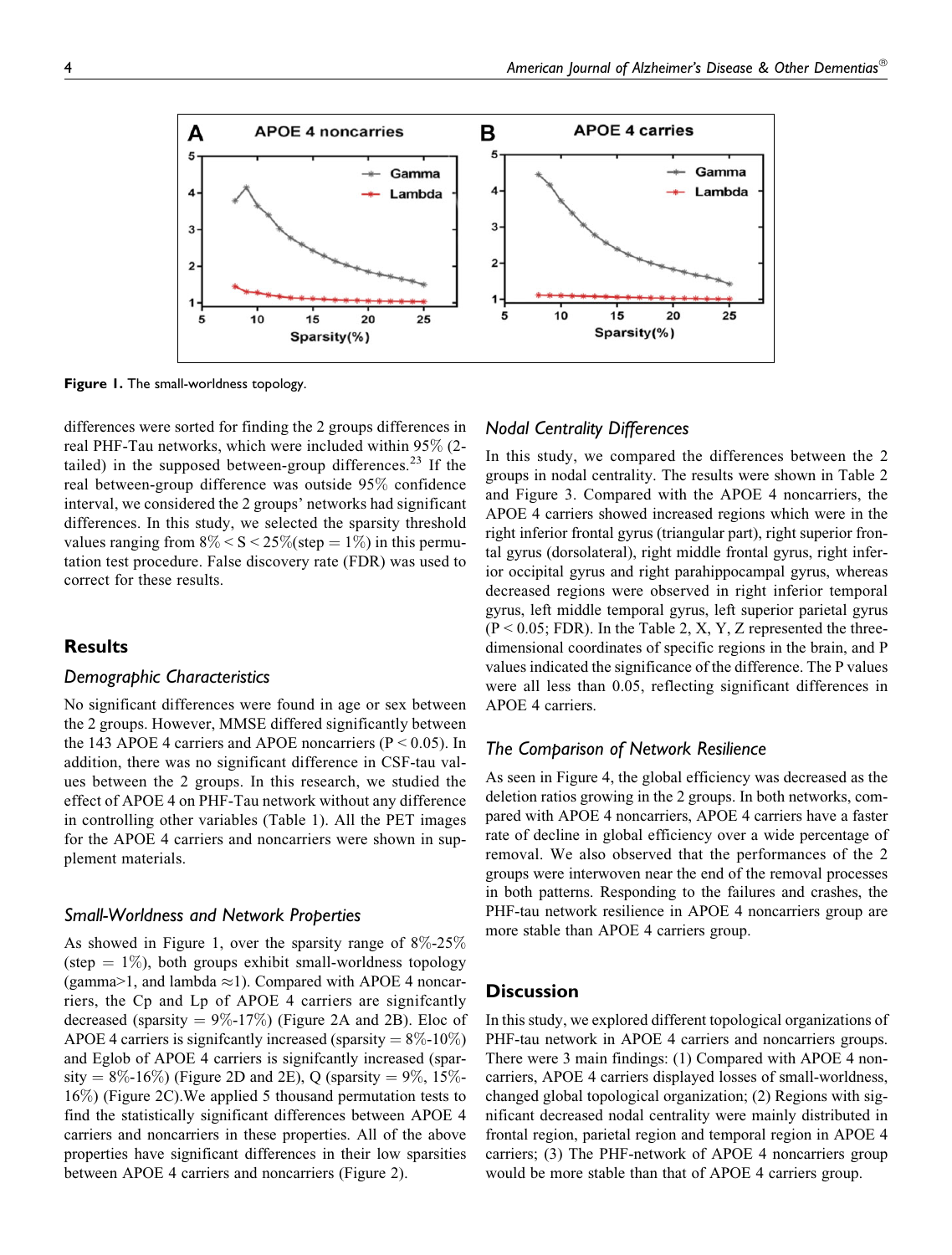Figure 1. The small-worldness topology.

differences were sorted for finding the 2 groups differences in real PHF-Tau networks, which were included within 95% (2-tailed) in the supposed between-group differences.[23] If the real between-group difference was outside 95% confidence interval, we considered the 2 groups' networks had significant differences. In this study, we selected the sparsity threshold values ranging from $8\% < S < 25\%$(step = 1%) in this permutation test procedure. False discovery rate (FDR) was used to correct for these results.

## Results

### Demographic Characteristics

No significant differences were found in age or sex between the 2 groups. However, MMSE differed significantly between the 143 APOE 4 carriers and APOE noncarriers ($P < 0.05$). In addition, there was no significant difference in CSF-tau values between the 2 groups. In this research, we studied the effect of APOE 4 on PHF-Tau network without any difference in controlling other variables (Table 1). All the PET images for the APOE 4 carriers and noncarriers were shown in supplement materials.

### Small-Worldness and Network Properties

As showed in Figure 1, over the sparsity range of 8%-25% (step = 1%), both groups exhibit small-worldness topology (gamma>1, and lambda ≈1). Compared with APOE 4 noncarriers, the Cp and Lp of APOE 4 carriers are signifcantly decreased (sparsity = 9%-17%) (Figure 2A and 2B). Eloc of APOE 4 carriers is signifcantly increased (sparsity = 8%-10%) and Eglob of APOE 4 carriers is signifcantly increased (sparsity = 8%-16%) (Figure 2D and 2E), Q (sparsity = 9%, 15%-16%) (Figure 2C).We applied 5 thousand permutation tests to find the statistically significant differences between APOE 4 carriers and noncarriers in these properties. All of the above properties have significant differences in their low sparsities between APOE 4 carriers and noncarriers (Figure 2).

### Nodal Centrality Differences

In this study, we compared the differences between the 2 groups in nodal centrality. The results were shown in Table 2 and Figure 3. Compared with the APOE 4 noncarriers, the APOE 4 carriers showed increased regions which were in the right inferior frontal gyrus (triangular part), right superior frontal gyrus (dorsolateral), right middle frontal gyrus, right inferior occipital gyrus and right parahippocampal gyrus, whereas decreased regions were observed in right inferior temporal gyrus, left middle temporal gyrus, left superior parietal gyrus ($P < 0.05$; FDR). In the Table 2, X, Y, Z represented the three-dimensional coordinates of specific regions in the brain, and P values indicated the significance of the difference. The P values were all less than 0.05, reflecting significant differences in APOE 4 carriers.

### The Comparison of Network Resilience

As seen in Figure 4, the global efficiency was decreased as the deletion ratios growing in the 2 groups. In both networks, compared with APOE 4 noncarriers, APOE 4 carriers have a faster rate of decline in global efficiency over a wide percentage of removal. We also observed that the performances of the 2 groups were interwoven near the end of the removal processes in both patterns. Responding to the failures and crashes, the PHF-tau network resilience in APOE 4 noncarriers group are more stable than APOE 4 carriers group.

## Discussion

In this study, we explored different topological organizations of PHF-tau network in APOE 4 carriers and noncarriers groups. There were 3 main findings: (1) Compared with APOE 4 noncarriers, APOE 4 carriers displayed losses of small-worldness, changed global topological organization; (2) Regions with significant decreased nodal centrality were mainly distributed in frontal region, parietal region and temporal region in APOE 4 carriers; (3) The PHF-network of APOE 4 noncarriers group would be more stable than that of APOE 4 carriers group.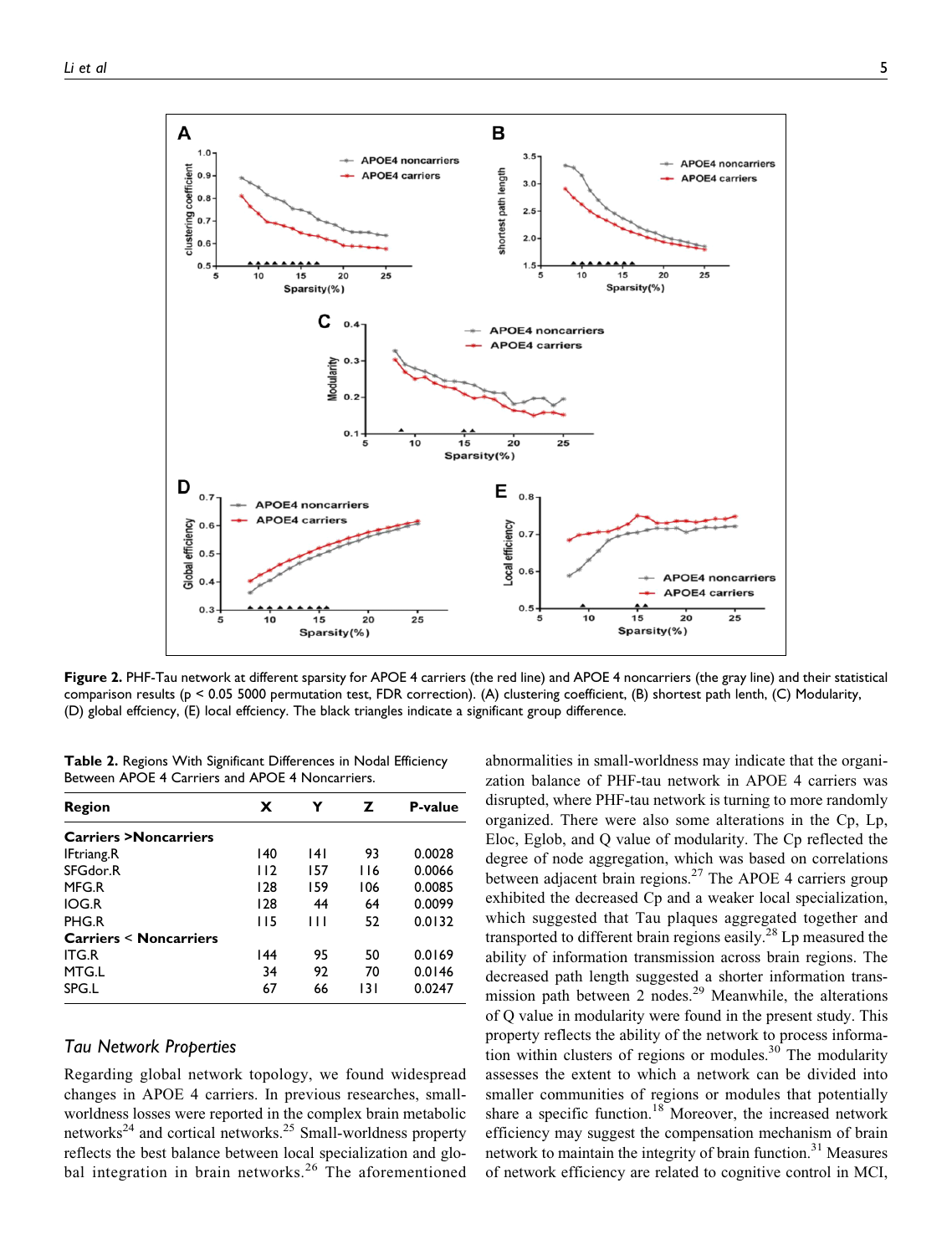**Figure 2.** PHF-Tau network at different sparsity for APOE 4 carriers (the red line) and APOE 4 noncarriers (the gray line) and their statistical comparison results (p < 0.05 5000 permutation test, FDR correction). (A) clustering coefficient, (B) shortest path lenth, (C) Modularity, (D) global effciency, (E) local effciency. The black triangles indicate a significant group difference.

**Table 2.** Regions With Significant Differences in Nodal Efficiency Between APOE 4 Carriers and APOE 4 Noncarriers.

| Region | X | Y | Z | P-value |
|---|---|---|---|---|
| **Carriers >Noncarriers** | | | | |
| IFtriang.R | 140 | 141 | 93 | 0.0028 |
| SFGdor.R | 112 | 157 | 116 | 0.0066 |
| MFG.R | 128 | 159 | 106 | 0.0085 |
| IOG.R | 128 | 44 | 64 | 0.0099 |
| PHG.R | 115 | 111 | 52 | 0.0132 |
| **Carriers < Noncarriers** | | | | |
| ITG.R | 144 | 95 | 50 | 0.0169 |
| MTG.L | 34 | 92 | 70 | 0.0146 |
| SPG.L | 67 | 66 | 131 | 0.0247 |

### *Tau Network Properties*

Regarding global network topology, we found widespread changes in APOE 4 carriers. In previous researches, small-worldness losses were reported in the complex brain metabolic networks[24] and cortical networks.[25] Small-worldness property reflects the best balance between local specialization and global integration in brain networks.[26] The aforementioned abnormalities in small-worldness may indicate that the organization balance of PHF-tau network in APOE 4 carriers was disrupted, where PHF-tau network is turning to more randomly organized. There were also some alterations in the Cp, Lp, Eloc, Eglob, and Q value of modularity. The Cp reflected the degree of node aggregation, which was based on correlations between adjacent brain regions.[27] The APOE 4 carriers group exhibited the decreased Cp and a weaker local specialization, which suggested that Tau plaques aggregated together and transported to different brain regions easily.[28] Lp measured the ability of information transmission across brain regions. The decreased path length suggested a shorter information transmission path between 2 nodes.[29] Meanwhile, the alterations of Q value in modularity were found in the present study. This property reflects the ability of the network to process information within clusters of regions or modules.[30] The modularity assesses the extent to which a network can be divided into smaller communities of regions or modules that potentially share a specific function.[18] Moreover, the increased network efficiency may suggest the compensation mechanism of brain network to maintain the integrity of brain function.[31] Measures of network efficiency are related to cognitive control in MCI,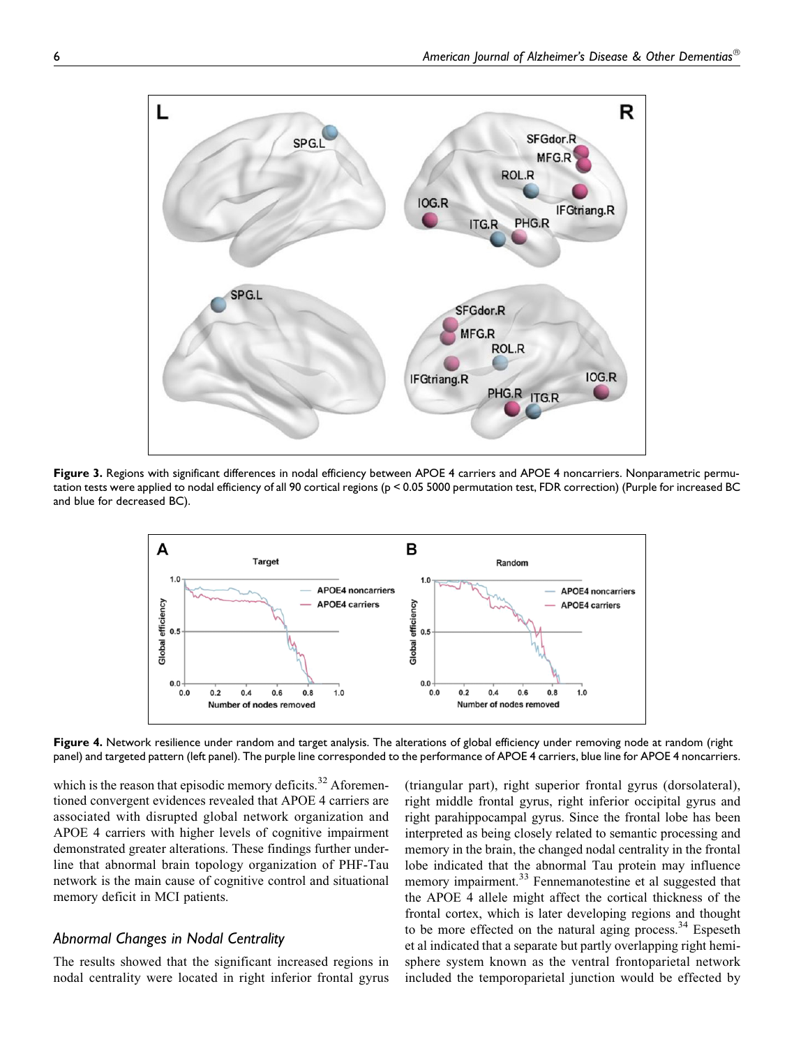Figure 3. Regions with significant differences in nodal efficiency between APOE 4 carriers and APOE 4 noncarriers. Nonparametric permutation tests were applied to nodal efficiency of all 90 cortical regions ($p < 0.05$ 5000 permutation test, FDR correction) (Purple for increased BC and blue for decreased BC).

Figure 4. Network resilience under random and target analysis. The alterations of global efficiency under removing node at random (right panel) and targeted pattern (left panel). The purple line corresponded to the performance of APOE 4 carriers, blue line for APOE 4 noncarriers.

which is the reason that episodic memory deficits.[32] Aforementioned convergent evidences revealed that APOE 4 carriers are associated with disrupted global network organization and APOE 4 carriers with higher levels of cognitive impairment demonstrated greater alterations. These findings further underline that abnormal brain topology organization of PHF-Tau network is the main cause of cognitive control and situational memory deficit in MCI patients.

### *Abnormal Changes in Nodal Centrality*

The results showed that the significant increased regions in nodal centrality were located in right inferior frontal gyrus (triangular part), right superior frontal gyrus (dorsolateral), right middle frontal gyrus, right inferior occipital gyrus and right parahippocampal gyrus. Since the frontal lobe has been interpreted as being closely related to semantic processing and memory in the brain, the changed nodal centrality in the frontal lobe indicated that the abnormal Tau protein may influence memory impairment.[33] Fennemanotestine et al suggested that the APOE 4 allele might affect the cortical thickness of the frontal cortex, which is later developing regions and thought to be more effected on the natural aging process.[34] Espeseth et al indicated that a separate but partly overlapping right hemisphere system known as the ventral frontoparietal network included the temporoparietal junction would be effected by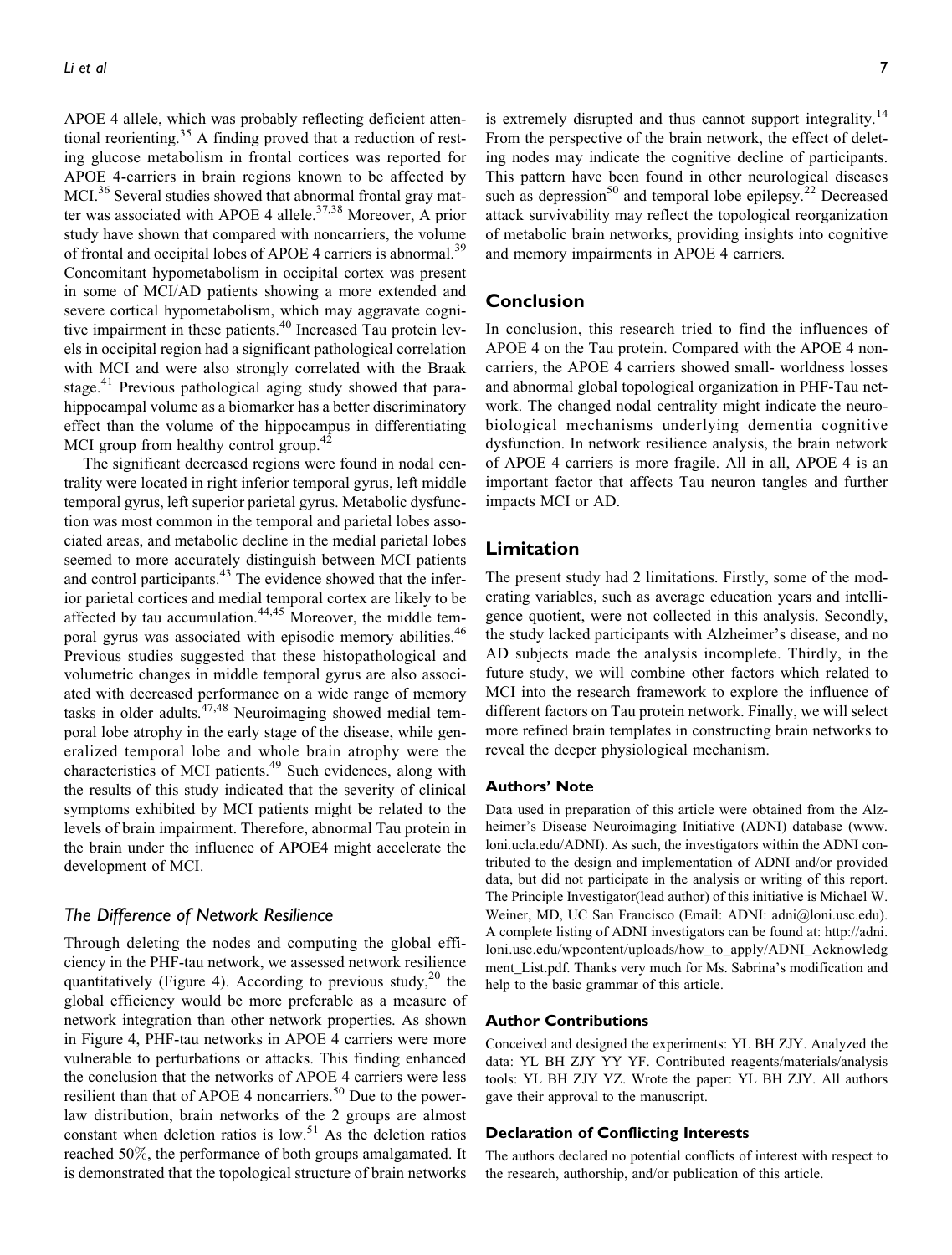APOE 4 allele, which was probably reflecting deficient attentional reorienting.[35] A finding proved that a reduction of resting glucose metabolism in frontal cortices was reported for APOE 4-carriers in brain regions known to be affected by MCI.[36] Several studies showed that abnormal frontal gray matter was associated with APOE 4 allele.[37,38] Moreover, A prior study have shown that compared with noncarriers, the volume of frontal and occipital lobes of APOE 4 carriers is abnormal.[39] Concomitant hypometabolism in occipital cortex was present in some of MCI/AD patients showing a more extended and severe cortical hypometabolism, which may aggravate cognitive impairment in these patients.[40] Increased Tau protein levels in occipital region had a significant pathological correlation with MCI and were also strongly correlated with the Braak stage.[41] Previous pathological aging study showed that parahippocampal volume as a biomarker has a better discriminatory effect than the volume of the hippocampus in differentiating MCI group from healthy control group.[42]

The significant decreased regions were found in nodal centrality were located in right inferior temporal gyrus, left middle temporal gyrus, left superior parietal gyrus. Metabolic dysfunction was most common in the temporal and parietal lobes associated areas, and metabolic decline in the medial parietal lobes seemed to more accurately distinguish between MCI patients and control participants.[43] The evidence showed that the inferior parietal cortices and medial temporal cortex are likely to be affected by tau accumulation.[44,45] Moreover, the middle temporal gyrus was associated with episodic memory abilities.[46] Previous studies suggested that these histopathological and volumetric changes in middle temporal gyrus are also associated with decreased performance on a wide range of memory tasks in older adults.[47,48] Neuroimaging showed medial temporal lobe atrophy in the early stage of the disease, while generalized temporal lobe and whole brain atrophy were the characteristics of MCI patients.[49] Such evidences, along with the results of this study indicated that the severity of clinical symptoms exhibited by MCI patients might be related to the levels of brain impairment. Therefore, abnormal Tau protein in the brain under the influence of APOE4 might accelerate the development of MCI.

### *The Difference of Network Resilience*

Through deleting the nodes and computing the global efficiency in the PHF-tau network, we assessed network resilience quantitatively (Figure 4). According to previous study,[20] the global efficiency would be more preferable as a measure of network integration than other network properties. As shown in Figure 4, PHF-tau networks in APOE 4 carriers were more vulnerable to perturbations or attacks. This finding enhanced the conclusion that the networks of APOE 4 carriers were less resilient than that of APOE 4 noncarriers.[50] Due to the power-law distribution, brain networks of the 2 groups are almost constant when deletion ratios is low.[51] As the deletion ratios reached 50%, the performance of both groups amalgamated. It is demonstrated that the topological structure of brain networks is extremely disrupted and thus cannot support integrality.[14] From the perspective of the brain network, the effect of deleting nodes may indicate the cognitive decline of participants. This pattern have been found in other neurological diseases such as depression[50] and temporal lobe epilepsy.[22] Decreased attack survivability may reflect the topological reorganization of metabolic brain networks, providing insights into cognitive and memory impairments in APOE 4 carriers.

## Conclusion

In conclusion, this research tried to find the influences of APOE 4 on the Tau protein. Compared with the APOE 4 noncarriers, the APOE 4 carriers showed small- worldness losses and abnormal global topological organization in PHF-Tau network. The changed nodal centrality might indicate the neurobiological mechanisms underlying dementia cognitive dysfunction. In network resilience analysis, the brain network of APOE 4 carriers is more fragile. All in all, APOE 4 is an important factor that affects Tau neuron tangles and further impacts MCI or AD.

## Limitation

The present study had 2 limitations. Firstly, some of the moderating variables, such as average education years and intelligence quotient, were not collected in this analysis. Secondly, the study lacked participants with Alzheimer's disease, and no AD subjects made the analysis incomplete. Thirdly, in the future study, we will combine other factors which related to MCI into the research framework to explore the influence of different factors on Tau protein network. Finally, we will select more refined brain templates in constructing brain networks to reveal the deeper physiological mechanism.

#### Authors' Note

Data used in preparation of this article were obtained from the Alzheimer's Disease Neuroimaging Initiative (ADNI) database (www.loni.ucla.edu/ADNI). As such, the investigators within the ADNI contributed to the design and implementation of ADNI and/or provided data, but did not participate in the analysis or writing of this report. The Principle Investigator(lead author) of this initiative is Michael W. Weiner, MD, UC San Francisco (Email: ADNI: adni@loni.usc.edu). A complete listing of ADNI investigators can be found at: http://adni.loni.usc.edu/wpcontent/uploads/how_to_apply/ADNI_Acknowledgment_List.pdf. Thanks very much for Ms. Sabrina's modification and help to the basic grammar of this article.

#### Author Contributions

Conceived and designed the experiments: YL BH ZJY. Analyzed the data: YL BH ZJY YY YF. Contributed reagents/materials/analysis tools: YL BH ZJY YZ. Wrote the paper: YL BH ZJY. All authors gave their approval to the manuscript.

#### Declaration of Conflicting Interests

The authors declared no potential conflicts of interest with respect to the research, authorship, and/or publication of this article.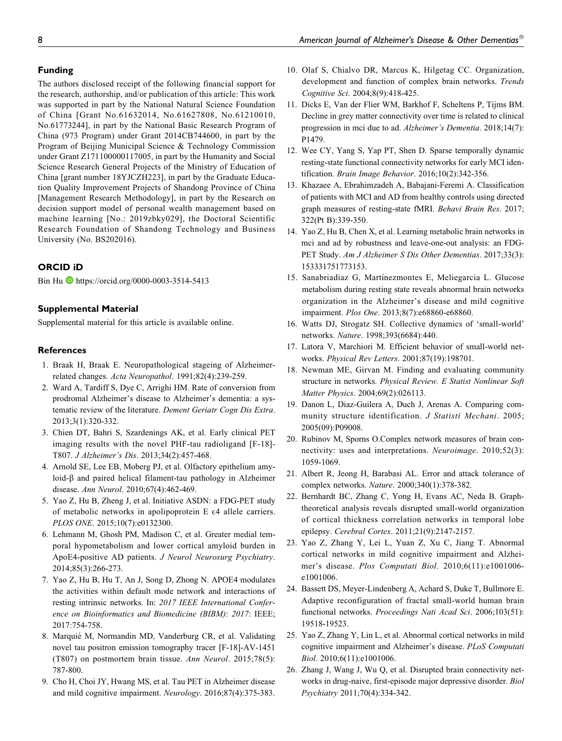## Funding

The authors disclosed receipt of the following financial support for the research, authorship, and/or publication of this article: This work was supported in part by the National Natural Science Foundation of China [Grant No.61632014, No.61627808, No.61210010, No.61773244], in part by the National Basic Research Program of China (973 Program) under Grant 2014CB744600, in part by the Program of Beijing Municipal Science & Technology Commission under Grant Z171100000117005, in part by the Humanity and Social Science Research General Projects of the Ministry of Education of China [grant number 18YJCZH223], in part by the Graduate Education Quality Improvement Projects of Shandong Province of China [Management Research Methodology], in part by the Research on decision support model of personal wealth management based on machine learning [No.: 2019zbky029], the Doctoral Scientific Research Foundation of Shandong Technology and Business University (No. BS202016).

## ORCID iD

Bin Hu https://orcid.org/0000-0003-3514-5413

## Supplemental Material

Supplemental material for this article is available online.

## References

1. Braak H, Braak E. Neuropathological stageing of Alzheimer-related changes. *Acta Neuropathol*. 1991;82(4):239-259.
2. Ward A, Tardiff S, Dye C, Arrighi HM. Rate of conversion from prodromal Alzheimer's disease to Alzheimer's dementia: a systematic review of the literature. *Dement Geriatr Cogn Dis Extra*. 2013;3(1):320-332.
3. Chien DT, Bahri S, Szardenings AK, et al. Early clinical PET imaging results with the novel PHF-tau radioligand [F-18]-T807. *J Alzheimer's Dis*. 2013;34(2):457-468.
4. Arnold SE, Lee EB, Moberg PJ, et al. Olfactory epithelium amyloid-β and paired helical filament-tau pathology in Alzheimer disease. *Ann Neurol*. 2010;67(4):462-469.
5. Yao Z, Hu B, Zheng J, et al. Initiative ASDN: a FDG-PET study of metabolic networks in apolipoprotein E ϵ4 allele carriers. *PLOS ONE*. 2015;10(7):e0132300.
6. Lehmann M, Ghosh PM, Madison C, et al. Greater medial temporal hypometabolism and lower cortical amyloid burden in ApoE4-positive AD patients. *J Neurol Neurosurg Psychiatry*. 2014;85(3):266-273.
7. Yao Z, Hu B, Hu T, An J, Song D, Zhong N. APOE4 modulates the activities within default mode network and interactions of resting intrinsic networks. In: *2017 IEEE International Conference on Bioinformatics and Biomedicine (BIBM)*: *2017*: IEEE; 2017:754-758.
8. Marquié M, Normandin MD, Vanderburg CR, et al. Validating novel tau positron emission tomography tracer [F-18]-AV-1451 (T807) on postmortem brain tissue. *Ann Neurol*. 2015;78(5):787-800.
9. Cho H, Choi JY, Hwang MS, et al. Tau PET in Alzheimer disease and mild cognitive impairment. *Neurology*. 2016;87(4):375-383.
10. Olaf S, Chialvo DR, Marcus K, Hilgetag CC. Organization, development and function of complex brain networks. *Trends Cognitive Sci*. 2004;8(9):418-425.
11. Dicks E, Van der Flier WM, Barkhof F, Scheltens P, Tijms BM. Decline in grey matter connectivity over time is related to clinical progression in mci due to ad. *Alzheimer's Dementia*. 2018;14(7):P1479.
12. Wee CY, Yang S, Yap PT, Shen D. Sparse temporally dynamic resting-state functional connectivity networks for early MCI identification. *Brain Image Behavior*. 2016;10(2):342-356.
13. Khazaee A, Ebrahimzadeh A, Babajani-Feremi A. Classification of patients with MCI and AD from healthy controls using directed graph measures of resting-state fMRI. *Behavi Brain Res*. 2017;322(Pt B):339-350.
14. Yao Z, Hu B, Chen X, et al. Learning metabolic brain networks in mci and ad by robustness and leave-one-out analysis: an FDG-PET Study. *Am J Alzheimer S Dis Other Dementias*. 2017;33(3):153331751773153.
15. Sanabriadiaz G, Martínezmontes E, Meliegarcia L. Glucose metabolism during resting state reveals abnormal brain networks organization in the Alzheimer's disease and mild cognitive impairment. *Plos One*. 2013;8(7):e68860-e68860.
16. Watts DJ, Strogatz SH. Collective dynamics of 'small-world' networks. *Nature*. 1998;393(6684):440.
17. Latora V, Marchiori M. Efficient behavior of small-world networks. *Physical Rev Letters*. 2001;87(19):198701.
18. Newman ME, Girvan M. Finding and evaluating community structure in networks. *Physical Review. E Statist Nonlinear Soft Matter Physics*. 2004;69(2):026113.
19. Danon L, Diaz-Guilera A, Duch J, Arenas A. Comparing community structure identification. *J Statisti Mechani*. 2005;2005(09):P09008.
20. Rubinov M, Sporns O.Complex network measures of brain connectivity: uses and interpretations. *Neuroimage*. 2010;52(3):1059-1069.
21. Albert R, Jeong H, Barabasi AL. Error and attack tolerance of complex networks. *Nature*. 2000;340(1):378-382.
22. Bernhardt BC, Zhang C, Yong H, Evans AC, Neda B. Graph-theoretical analysis reveals disrupted small-world organization of cortical thickness correlation networks in temporal lobe epilepsy. *Cerebral Cortex*. 2011;21(9):2147-2157.
23. Yao Z, Zhang Y, Lei L, Yuan Z, Xu C, Jiang T. Abnormal cortical networks in mild cognitive impairment and Alzheimer's disease. *Plos Computati Biol*. 2010;6(11):e1001006-e1001006.
24. Bassett DS, Meyer-Lindenberg A, Achard S, Duke T, Bullmore E. Adaptive reconfiguration of fractal small-world human brain functional networks. *Proceedings Nati Acad Sci*. 2006;103(51):19518-19523.
25. Yao Z, Zhang Y, Lin L, et al. Abnormal cortical networks in mild cognitive impairment and Alzheimer's disease. *PLoS Computati Biol*. 2010;6(11):e1001006.
26. Zhang J, Wang J, Wu Q, et al. Disrupted brain connectivity networks in drug-naive, first-episode major depressive disorder. *Biol Psychiatry* 2011;70(4):334-342.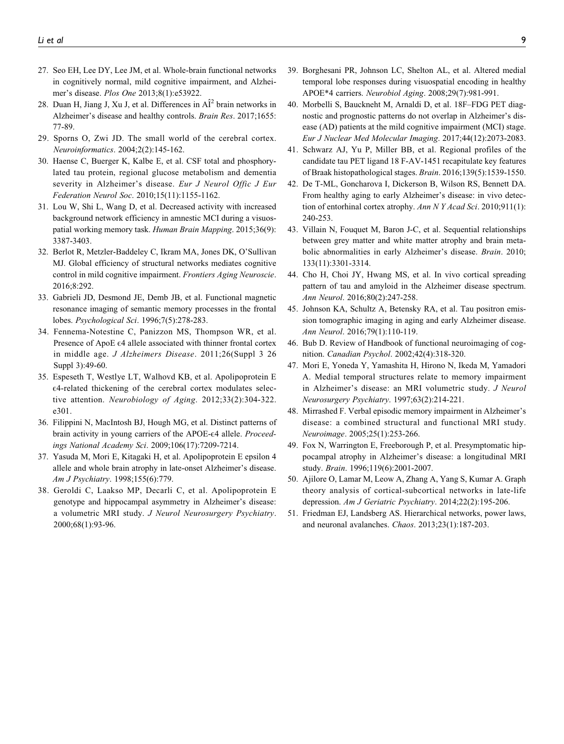27. Seo EH, Lee DY, Lee JM, et al. Whole-brain functional networks in cognitively normal, mild cognitive impairment, and Alzheimer's disease. *Plos One* 2013;8(1):e53922.
28. Duan H, Jiang J, Xu J, et al. Differences in AÎ² brain networks in Alzheimer's disease and healthy controls. *Brain Res*. 2017;1655: 77-89.
29. Sporns O, Zwi JD. The small world of the cerebral cortex. *Neuroinformatics*. 2004;2(2):145-162.
30. Haense C, Buerger K, Kalbe E, et al. CSF total and phosphorylated tau protein, regional glucose metabolism and dementia severity in Alzheimer's disease. *Eur J Neurol Offic J Eur Federation Neurol Soc*. 2010;15(11):1155-1162.
31. Lou W, Shi L, Wang D, et al. Decreased activity with increased background network efficiency in amnestic MCI during a visuospatial working memory task. *Human Brain Mapping*. 2015;36(9): 3387-3403.
32. Berlot R, Metzler-Baddeley C, Ikram MA, Jones DK, O'Sullivan MJ. Global efficiency of structural networks mediates cognitive control in mild cognitive impairment. *Frontiers Aging Neuroscie*. 2016;8:292.
33. Gabrieli JD, Desmond JE, Demb JB, et al. Functional magnetic resonance imaging of semantic memory processes in the frontal lobes. *Psychological Sci*. 1996;7(5):278-283.
34. Fennema-Notestine C, Panizzon MS, Thompson WR, et al. Presence of ApoE ϵ4 allele associated with thinner frontal cortex in middle age. *J Alzheimers Disease*. 2011;26(Suppl 3 26 Suppl 3):49-60.
35. Espeseth T, Westlye LT, Walhovd KB, et al. Apolipoprotein E ϵ4-related thickening of the cerebral cortex modulates selective attention. *Neurobiology of Aging*. 2012;33(2):304-322. e301.
36. Filippini N, MacIntosh BJ, Hough MG, et al. Distinct patterns of brain activity in young carriers of the APOE-ϵ4 allele. *Proceedings National Academy Sci*. 2009;106(17):7209-7214.
37. Yasuda M, Mori E, Kitagaki H, et al. Apolipoprotein E epsilon 4 allele and whole brain atrophy in late-onset Alzheimer's disease. *Am J Psychiatry*. 1998;155(6):779.
38. Geroldi C, Laakso MP, Decarli C, et al. Apolipoprotein E genotype and hippocampal asymmetry in Alzheimer's disease: a volumetric MRI study. *J Neurol Neurosurgery Psychiatry*. 2000;68(1):93-96.
39. Borghesani PR, Johnson LC, Shelton AL, et al. Altered medial temporal lobe responses during visuospatial encoding in healthy APOE*4 carriers. *Neurobiol Aging*. 2008;29(7):981-991.
40. Morbelli S, Bauckneht M, Arnaldi D, et al. 18F–FDG PET diagnostic and prognostic patterns do not overlap in Alzheimer's disease (AD) patients at the mild cognitive impairment (MCI) stage. *Eur J Nuclear Med Molecular Imaging*. 2017;44(12):2073-2083.
41. Schwarz AJ, Yu P, Miller BB, et al. Regional profiles of the candidate tau PET ligand 18 F-AV-1451 recapitulate key features of Braak histopathological stages. *Brain*. 2016;139(5):1539-1550.
42. De T-ML, Goncharova I, Dickerson B, Wilson RS, Bennett DA. From healthy aging to early Alzheimer's disease: in vivo detection of entorhinal cortex atrophy. *Ann N Y Acad Sci*. 2010;911(1): 240-253.
43. Villain N, Fouquet M, Baron J-C, et al. Sequential relationships between grey matter and white matter atrophy and brain metabolic abnormalities in early Alzheimer's disease. *Brain*. 2010; 133(11):3301-3314.
44. Cho H, Choi JY, Hwang MS, et al. In vivo cortical spreading pattern of tau and amyloid in the Alzheimer disease spectrum. *Ann Neurol*. 2016;80(2):247-258.
45. Johnson KA, Schultz A, Betensky RA, et al. Tau positron emission tomographic imaging in aging and early Alzheimer disease. *Ann Neurol*. 2016;79(1):110-119.
46. Bub D. Review of Handbook of functional neuroimaging of cognition. *Canadian Psychol*. 2002;42(4):318-320.
47. Mori E, Yoneda Y, Yamashita H, Hirono N, Ikeda M, Yamadori A. Medial temporal structures relate to memory impairment in Alzheimer's disease: an MRI volumetric study. *J Neurol Neurosurgery Psychiatry*. 1997;63(2):214-221.
48. Mirrashed F. Verbal episodic memory impairment in Alzheimer's disease: a combined structural and functional MRI study. *Neuroimage*. 2005;25(1):253-266.
49. Fox N, Warrington E, Freeborough P, et al. Presymptomatic hippocampal atrophy in Alzheimer's disease: a longitudinal MRI study. *Brain*. 1996;119(6):2001-2007.
50. Ajilore O, Lamar M, Leow A, Zhang A, Yang S, Kumar A. Graph theory analysis of cortical-subcortical networks in late-life depression. *Am J Geriatric Psychiatry*. 2014;22(2):195-206.
51. Friedman EJ, Landsberg AS. Hierarchical networks, power laws, and neuronal avalanches. *Chaos*. 2013;23(1):187-203.